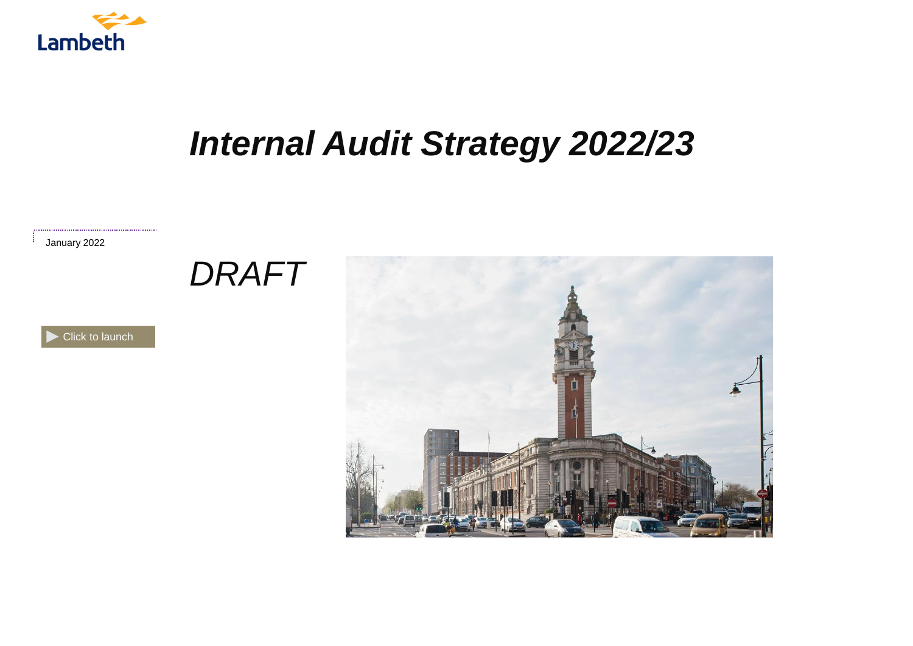Lambeth

# *Internal Audit Strategy 2022/23*

January 2022

*DRAFT*

Click to launch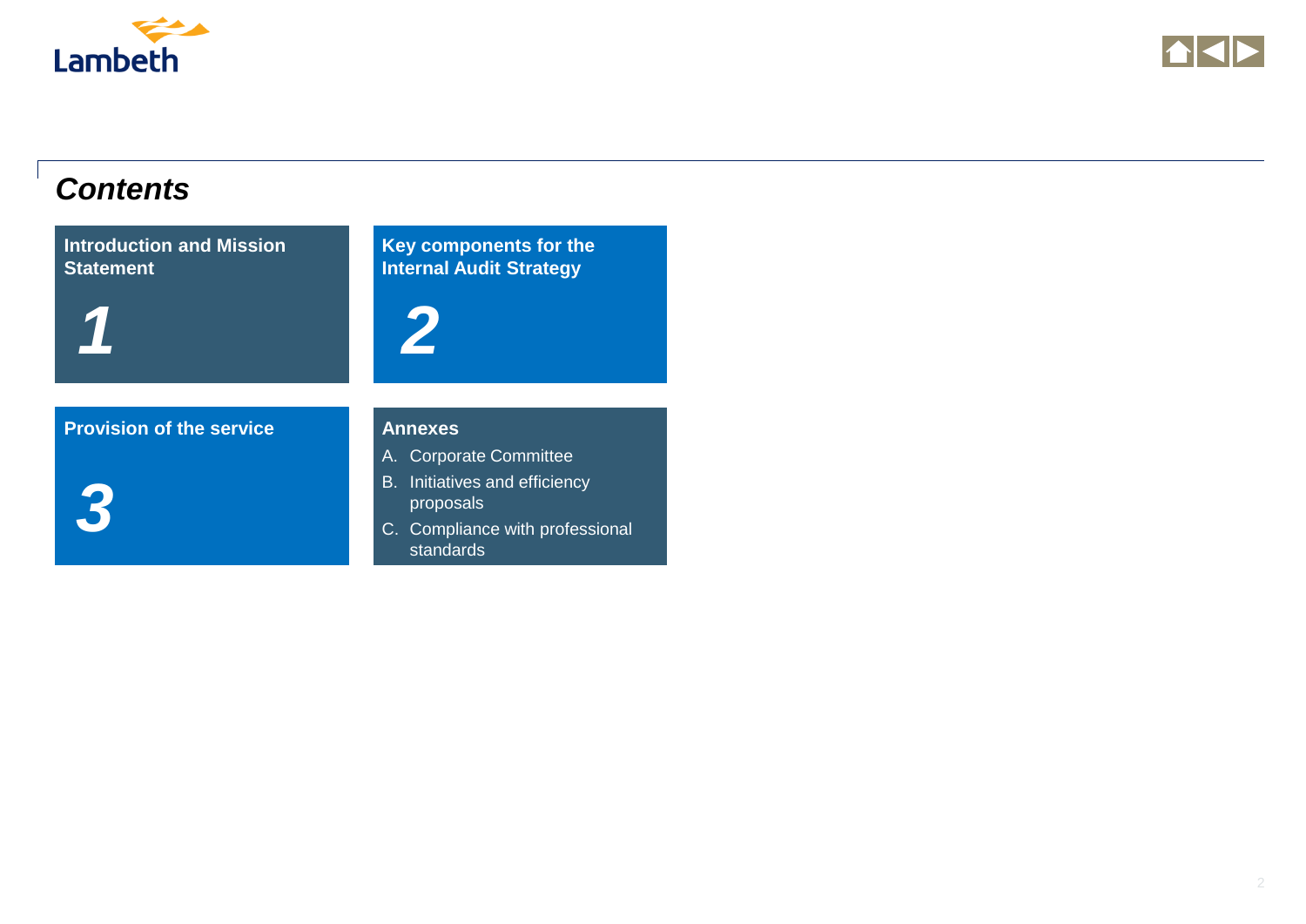## *Contents*

**Introduction and Mission Statement**

***1***

**Key components for the Internal Audit Strategy**

***2***

**Provision of the service**

***3***

**Annexes**

A. Corporate Committee
B. Initiatives and efficiency proposals
C. Compliance with professional standards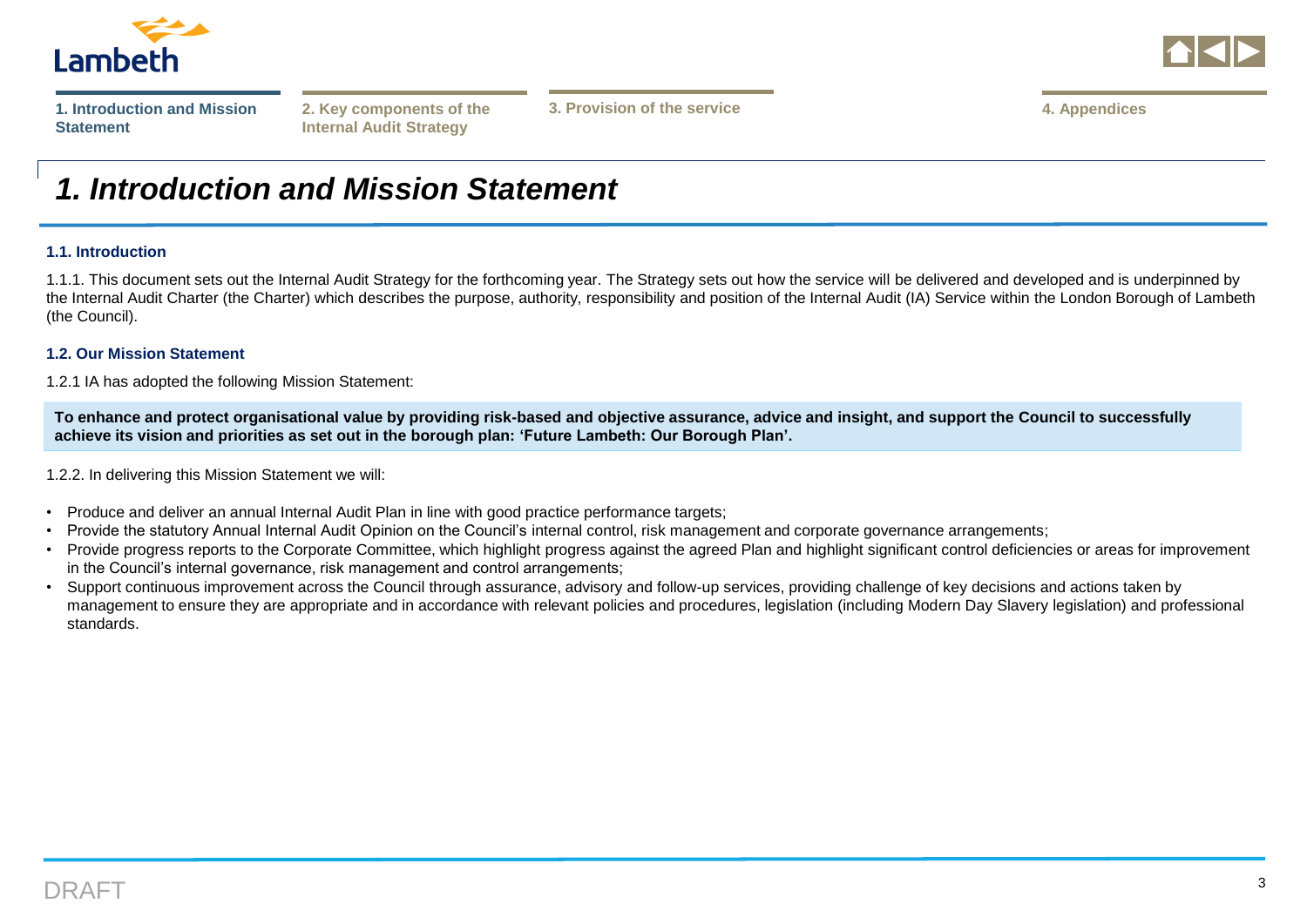# 1. Introduction and Mission Statement

### 1.1. Introduction

1.1.1. This document sets out the Internal Audit Strategy for the forthcoming year. The Strategy sets out how the service will be delivered and developed and is underpinned by the Internal Audit Charter (the Charter) which describes the purpose, authority, responsibility and position of the Internal Audit (IA) Service within the London Borough of Lambeth (the Council).

### 1.2. Our Mission Statement

1.2.1 IA has adopted the following Mission Statement:

**To enhance and protect organisational value by providing risk-based and objective assurance, advice and insight, and support the Council to successfully achieve its vision and priorities as set out in the borough plan: 'Future Lambeth: Our Borough Plan'.**

1.2.2. In delivering this Mission Statement we will:

- Produce and deliver an annual Internal Audit Plan in line with good practice performance targets;
- Provide the statutory Annual Internal Audit Opinion on the Council's internal control, risk management and corporate governance arrangements;
- Provide progress reports to the Corporate Committee, which highlight progress against the agreed Plan and highlight significant control deficiencies or areas for improvement in the Council's internal governance, risk management and control arrangements;
- Support continuous improvement across the Council through assurance, advisory and follow-up services, providing challenge of key decisions and actions taken by management to ensure they are appropriate and in accordance with relevant policies and procedures, legislation (including Modern Day Slavery legislation) and professional standards.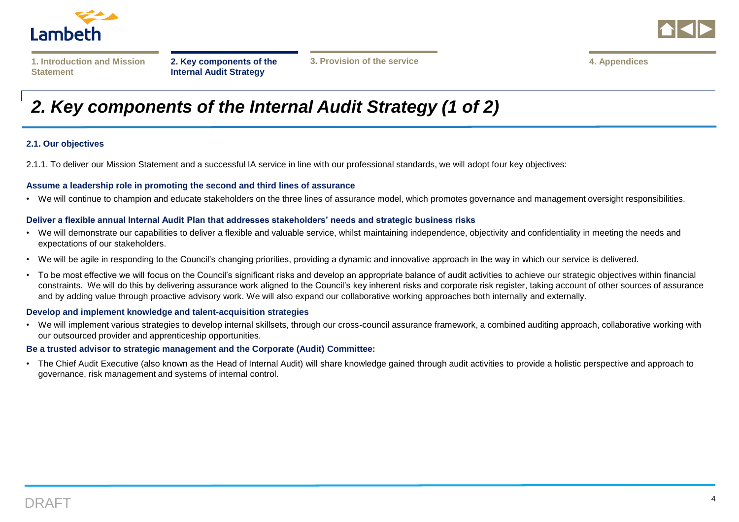# 2. Key components of the Internal Audit Strategy (1 of 2)

### 2.1. Our objectives

2.1.1. To deliver our Mission Statement and a successful IA service in line with our professional standards, we will adopt four key objectives:

**Assume a leadership role in promoting the second and third lines of assurance**

- We will continue to champion and educate stakeholders on the three lines of assurance model, which promotes governance and management oversight responsibilities.

**Deliver a flexible annual Internal Audit Plan that addresses stakeholders' needs and strategic business risks**

- We will demonstrate our capabilities to deliver a flexible and valuable service, whilst maintaining independence, objectivity and confidentiality in meeting the needs and expectations of our stakeholders.
- We will be agile in responding to the Council's changing priorities, providing a dynamic and innovative approach in the way in which our service is delivered.
- To be most effective we will focus on the Council's significant risks and develop an appropriate balance of audit activities to achieve our strategic objectives within financial constraints. We will do this by delivering assurance work aligned to the Council's key inherent risks and corporate risk register, taking account of other sources of assurance and by adding value through proactive advisory work. We will also expand our collaborative working approaches both internally and externally.

**Develop and implement knowledge and talent-acquisition strategies**

- We will implement various strategies to develop internal skillsets, through our cross-council assurance framework, a combined auditing approach, collaborative working with our outsourced provider and apprenticeship opportunities.

**Be a trusted advisor to strategic management and the Corporate (Audit) Committee:**

- The Chief Audit Executive (also known as the Head of Internal Audit) will share knowledge gained through audit activities to provide a holistic perspective and approach to governance, risk management and systems of internal control.

DRAFT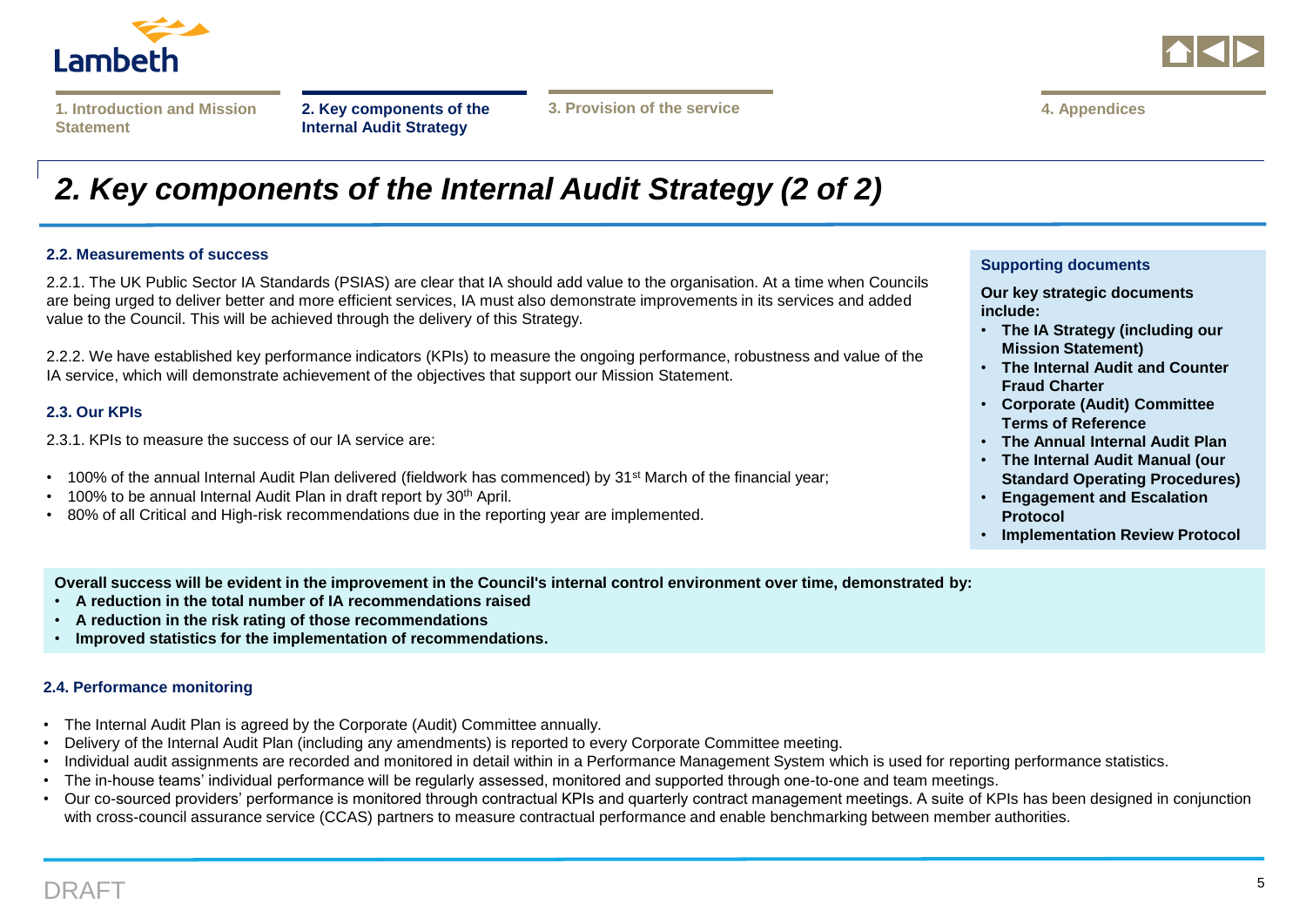# 2. Key components of the Internal Audit Strategy (2 of 2)

### 2.2. Measurements of success

2.2.1. The UK Public Sector IA Standards (PSIAS) are clear that IA should add value to the organisation. At a time when Councils are being urged to deliver better and more efficient services, IA must also demonstrate improvements in its services and added value to the Council. This will be achieved through the delivery of this Strategy.

2.2.2. We have established key performance indicators (KPIs) to measure the ongoing performance, robustness and value of the IA service, which will demonstrate achievement of the objectives that support our Mission Statement.

### 2.3. Our KPIs

2.3.1. KPIs to measure the success of our IA service are:

- 100% of the annual Internal Audit Plan delivered (fieldwork has commenced) by 31st March of the financial year;
- 100% to be annual Internal Audit Plan in draft report by 30th April.
- 80% of all Critical and High-risk recommendations due in the reporting year are implemented.

**Supporting documents**

**Our key strategic documents include:**

- **The IA Strategy (including our Mission Statement)**
- **The Internal Audit and Counter Fraud Charter**
- **Corporate (Audit) Committee Terms of Reference**
- **The Annual Internal Audit Plan**
- **The Internal Audit Manual (our Standard Operating Procedures)**
- **Engagement and Escalation Protocol**
- **Implementation Review Protocol**

**Overall success will be evident in the improvement in the Council's internal control environment over time, demonstrated by:**

- **A reduction in the total number of IA recommendations raised**
- **A reduction in the risk rating of those recommendations**
- **Improved statistics for the implementation of recommendations.**

### 2.4. Performance monitoring

- The Internal Audit Plan is agreed by the Corporate (Audit) Committee annually.
- Delivery of the Internal Audit Plan (including any amendments) is reported to every Corporate Committee meeting.
- Individual audit assignments are recorded and monitored in detail within in a Performance Management System which is used for reporting performance statistics.
- The in-house teams' individual performance will be regularly assessed, monitored and supported through one-to-one and team meetings.
- Our co-sourced providers' performance is monitored through contractual KPIs and quarterly contract management meetings. A suite of KPIs has been designed in conjunction with cross-council assurance service (CCAS) partners to measure contractual performance and enable benchmarking between member authorities.

DRAFT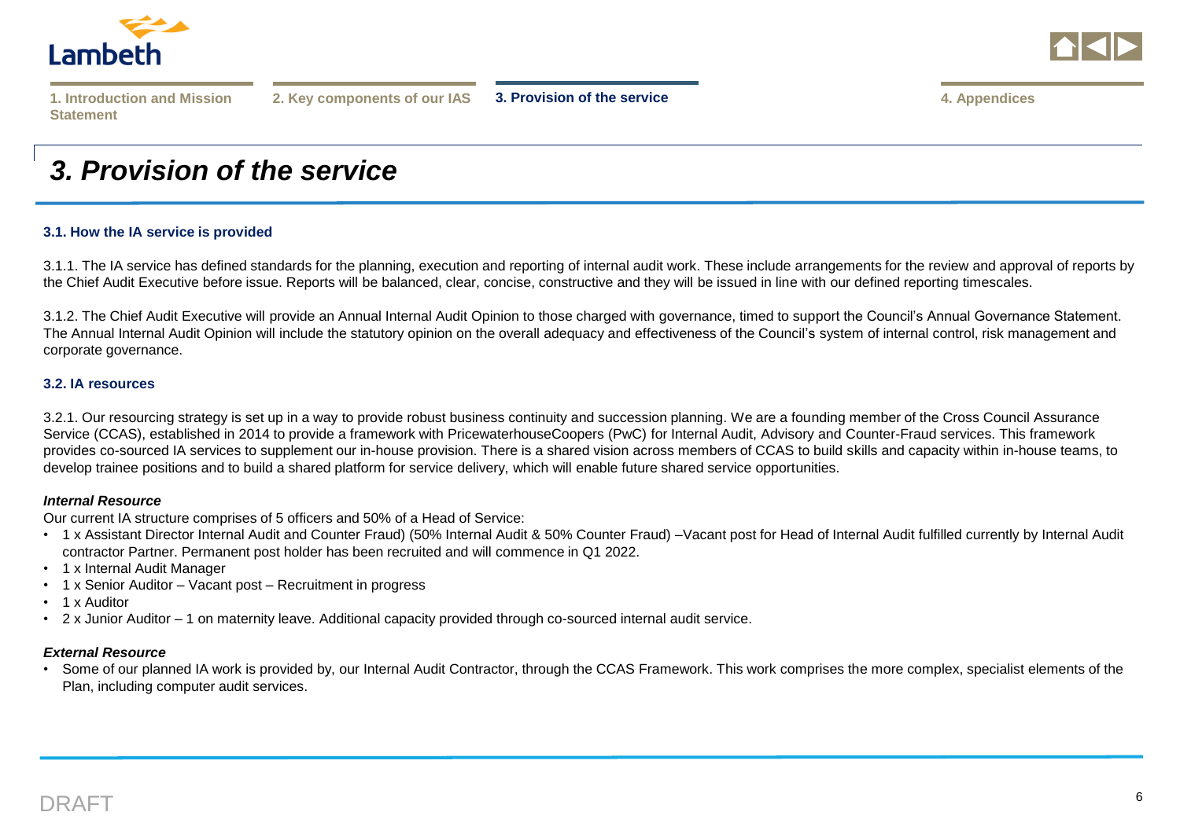# 3. Provision of the service

### 3.1. How the IA service is provided

3.1.1. The IA service has defined standards for the planning, execution and reporting of internal audit work. These include arrangements for the review and approval of reports by the Chief Audit Executive before issue. Reports will be balanced, clear, concise, constructive and they will be issued in line with our defined reporting timescales.

3.1.2. The Chief Audit Executive will provide an Annual Internal Audit Opinion to those charged with governance, timed to support the Council's Annual Governance Statement. The Annual Internal Audit Opinion will include the statutory opinion on the overall adequacy and effectiveness of the Council's system of internal control, risk management and corporate governance.

### 3.2. IA resources

3.2.1. Our resourcing strategy is set up in a way to provide robust business continuity and succession planning. We are a founding member of the Cross Council Assurance Service (CCAS), established in 2014 to provide a framework with PricewaterhouseCoopers (PwC) for Internal Audit, Advisory and Counter-Fraud services. This framework provides co-sourced IA services to supplement our in-house provision. There is a shared vision across members of CCAS to build skills and capacity within in-house teams, to develop trainee positions and to build a shared platform for service delivery, which will enable future shared service opportunities.

***Internal Resource***

Our current IA structure comprises of 5 officers and 50% of a Head of Service:

- 1 x Assistant Director Internal Audit and Counter Fraud) (50% Internal Audit & 50% Counter Fraud) –Vacant post for Head of Internal Audit fulfilled currently by Internal Audit contractor Partner. Permanent post holder has been recruited and will commence in Q1 2022.
- 1 x Internal Audit Manager
- 1 x Senior Auditor – Vacant post – Recruitment in progress
- 1 x Auditor
- 2 x Junior Auditor – 1 on maternity leave. Additional capacity provided through co-sourced internal audit service.

***External Resource***

- Some of our planned IA work is provided by, our Internal Audit Contractor, through the CCAS Framework. This work comprises the more complex, specialist elements of the Plan, including computer audit services.

DRAFT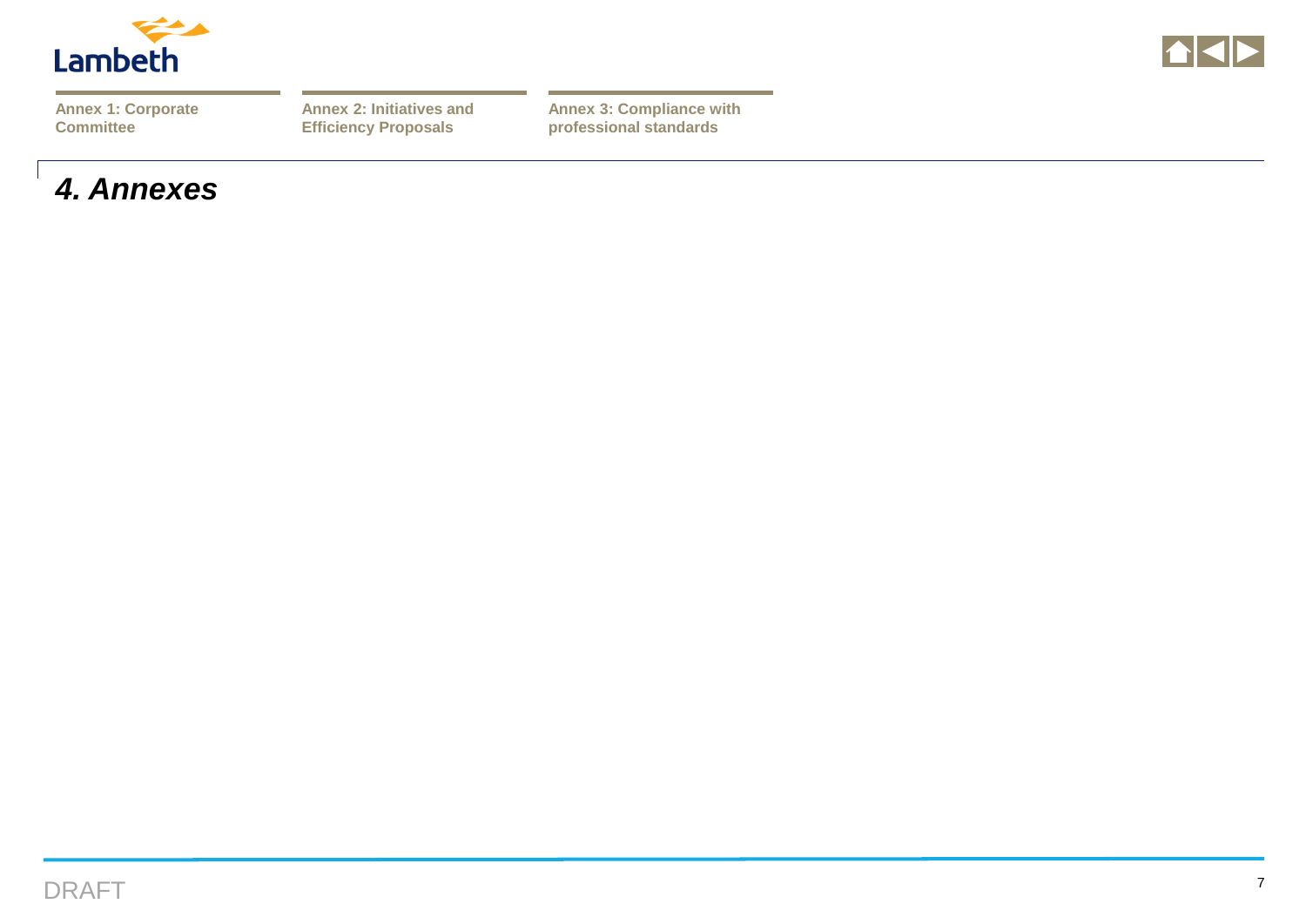Annex 1: Corporate Committee

Annex 2: Initiatives and Efficiency Proposals

Annex 3: Compliance with professional standards

# *4. Annexes*

DRAFT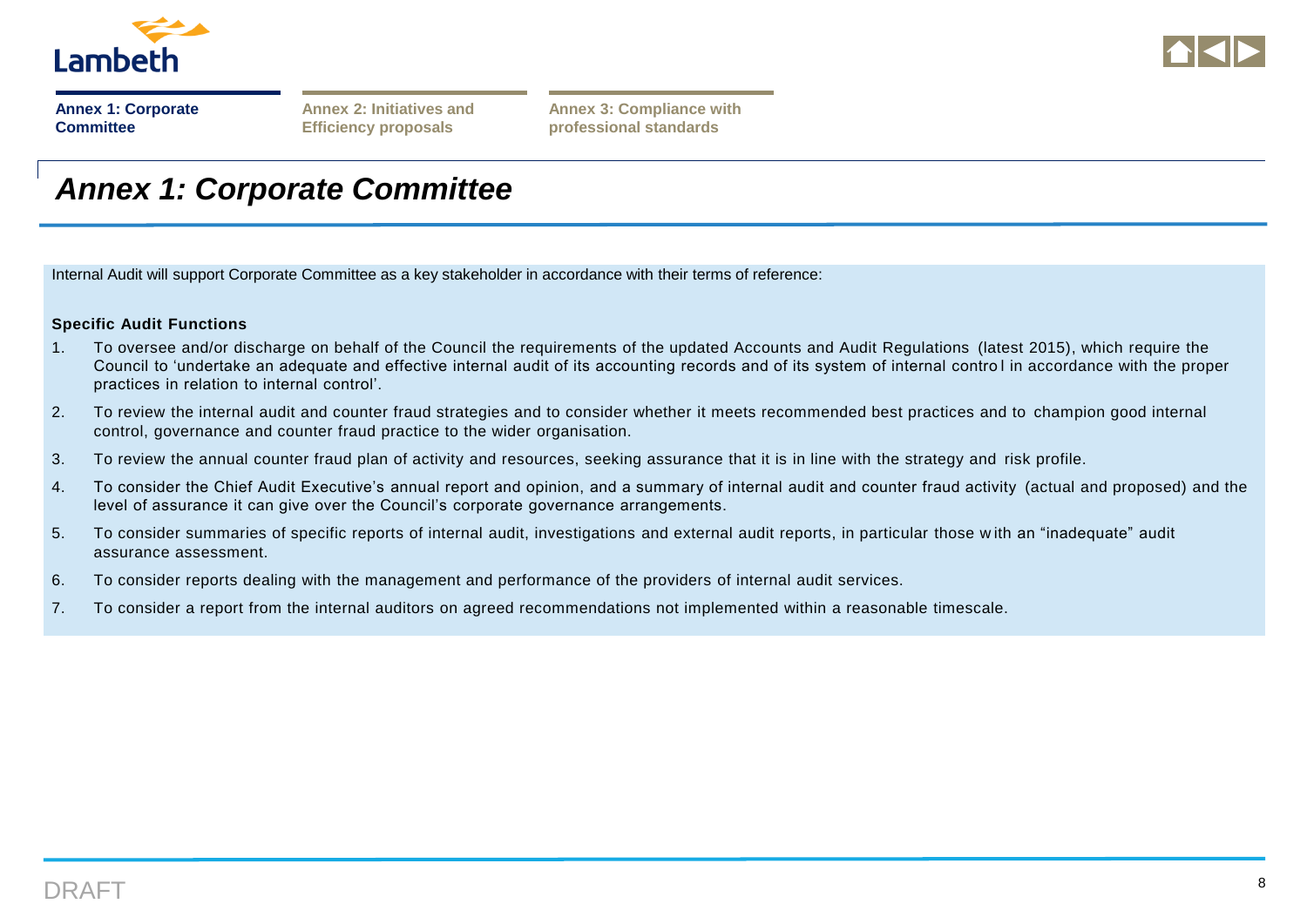Annex 1: Corporate Committee | Annex 2: Initiatives and Efficiency proposals | Annex 3: Compliance with professional standards

# *Annex 1: Corporate Committee*

Internal Audit will support Corporate Committee as a key stakeholder in accordance with their terms of reference:

**Specific Audit Functions**

1. To oversee and/or discharge on behalf of the Council the requirements of the updated Accounts and Audit Regulations (latest 2015), which require the Council to 'undertake an adequate and effective internal audit of its accounting records and of its system of internal control in accordance with the proper practices in relation to internal control'.
2. To review the internal audit and counter fraud strategies and to consider whether it meets recommended best practices and to champion good internal control, governance and counter fraud practice to the wider organisation.
3. To review the annual counter fraud plan of activity and resources, seeking assurance that it is in line with the strategy and risk profile.
4. To consider the Chief Audit Executive's annual report and opinion, and a summary of internal audit and counter fraud activity (actual and proposed) and the level of assurance it can give over the Council's corporate governance arrangements.
5. To consider summaries of specific reports of internal audit, investigations and external audit reports, in particular those with an "inadequate" audit assurance assessment.
6. To consider reports dealing with the management and performance of the providers of internal audit services.
7. To consider a report from the internal auditors on agreed recommendations not implemented within a reasonable timescale.

DRAFT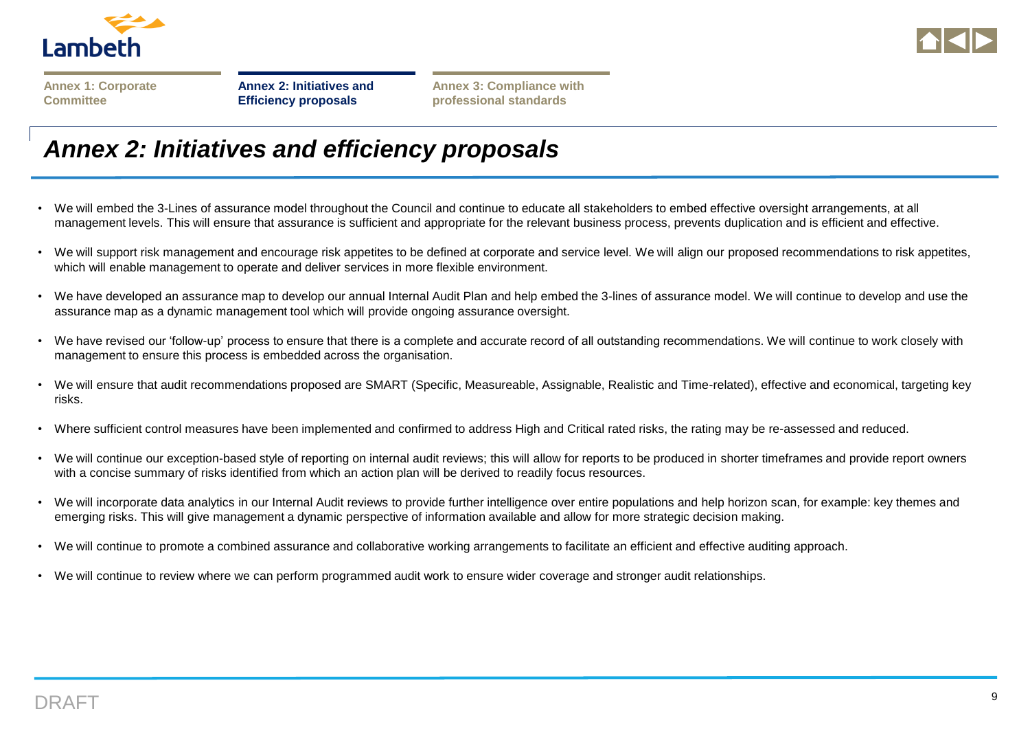Annex 1: Corporate Committee | **Annex 2: Initiatives and Efficiency proposals** | Annex 3: Compliance with professional standards

# *Annex 2: Initiatives and efficiency proposals*

- We will embed the 3-Lines of assurance model throughout the Council and continue to educate all stakeholders to embed effective oversight arrangements, at all management levels. This will ensure that assurance is sufficient and appropriate for the relevant business process, prevents duplication and is efficient and effective.
- We will support risk management and encourage risk appetites to be defined at corporate and service level. We will align our proposed recommendations to risk appetites, which will enable management to operate and deliver services in more flexible environment.
- We have developed an assurance map to develop our annual Internal Audit Plan and help embed the 3-lines of assurance model. We will continue to develop and use the assurance map as a dynamic management tool which will provide ongoing assurance oversight.
- We have revised our 'follow-up' process to ensure that there is a complete and accurate record of all outstanding recommendations. We will continue to work closely with management to ensure this process is embedded across the organisation.
- We will ensure that audit recommendations proposed are SMART (Specific, Measureable, Assignable, Realistic and Time-related), effective and economical, targeting key risks.
- Where sufficient control measures have been implemented and confirmed to address High and Critical rated risks, the rating may be re-assessed and reduced.
- We will continue our exception-based style of reporting on internal audit reviews; this will allow for reports to be produced in shorter timeframes and provide report owners with a concise summary of risks identified from which an action plan will be derived to readily focus resources.
- We will incorporate data analytics in our Internal Audit reviews to provide further intelligence over entire populations and help horizon scan, for example: key themes and emerging risks. This will give management a dynamic perspective of information available and allow for more strategic decision making.
- We will continue to promote a combined assurance and collaborative working arrangements to facilitate an efficient and effective auditing approach.
- We will continue to review where we can perform programmed audit work to ensure wider coverage and stronger audit relationships.

DRAFT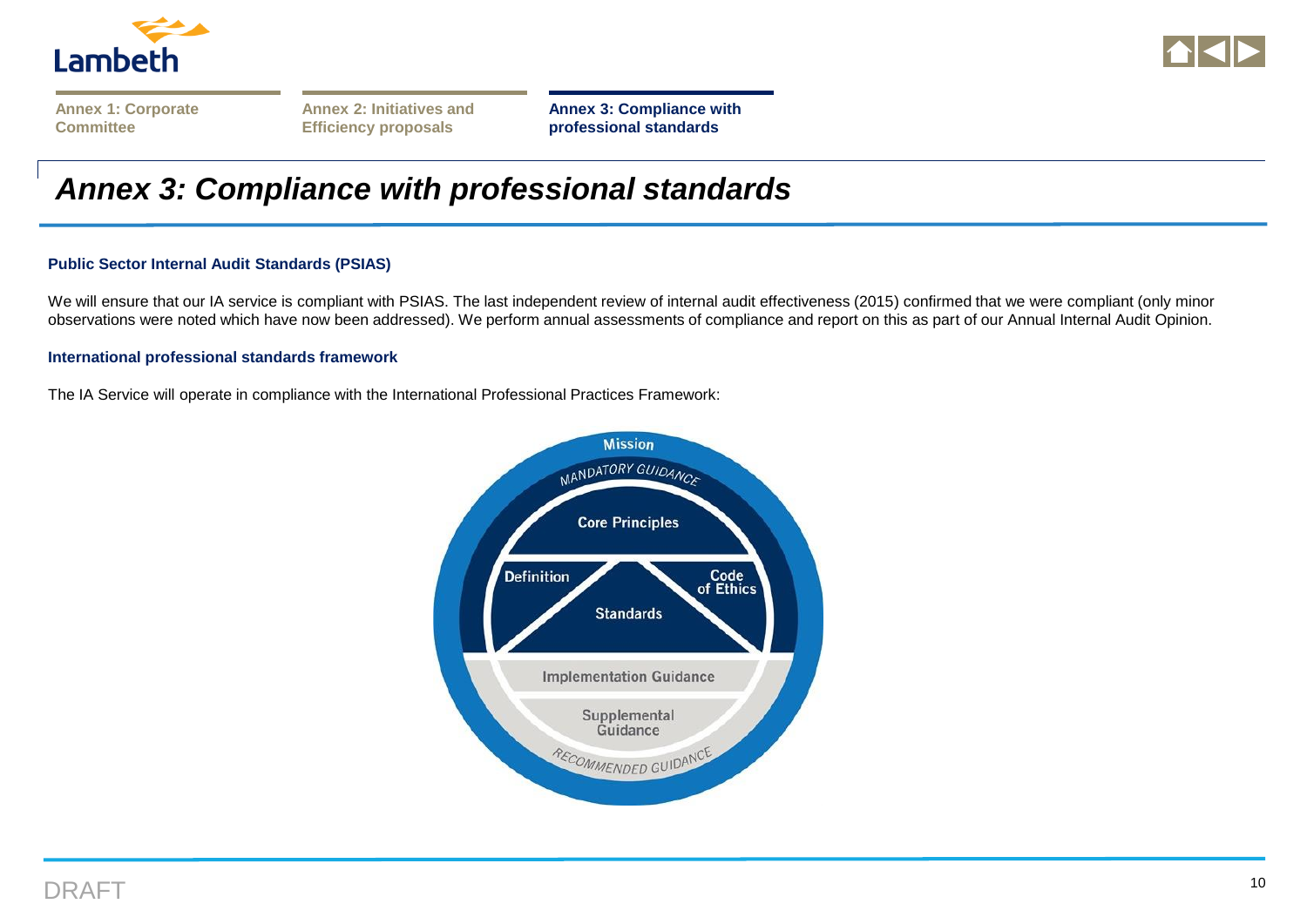# Annex 3: Compliance with professional standards

### Public Sector Internal Audit Standards (PSIAS)

We will ensure that our IA service is compliant with PSIAS. The last independent review of internal audit effectiveness (2015) confirmed that we were compliant (only minor observations were noted which have now been addressed). We perform annual assessments of compliance and report on this as part of our Annual Internal Audit Opinion.

### International professional standards framework

The IA Service will operate in compliance with the International Professional Practices Framework:

Mission
MANDATORY GUIDANCE
Core Principles
Definition
Code of Ethics
Standards
Implementation Guidance
Supplemental Guidance
RECOMMENDED GUIDANCE

DRAFT